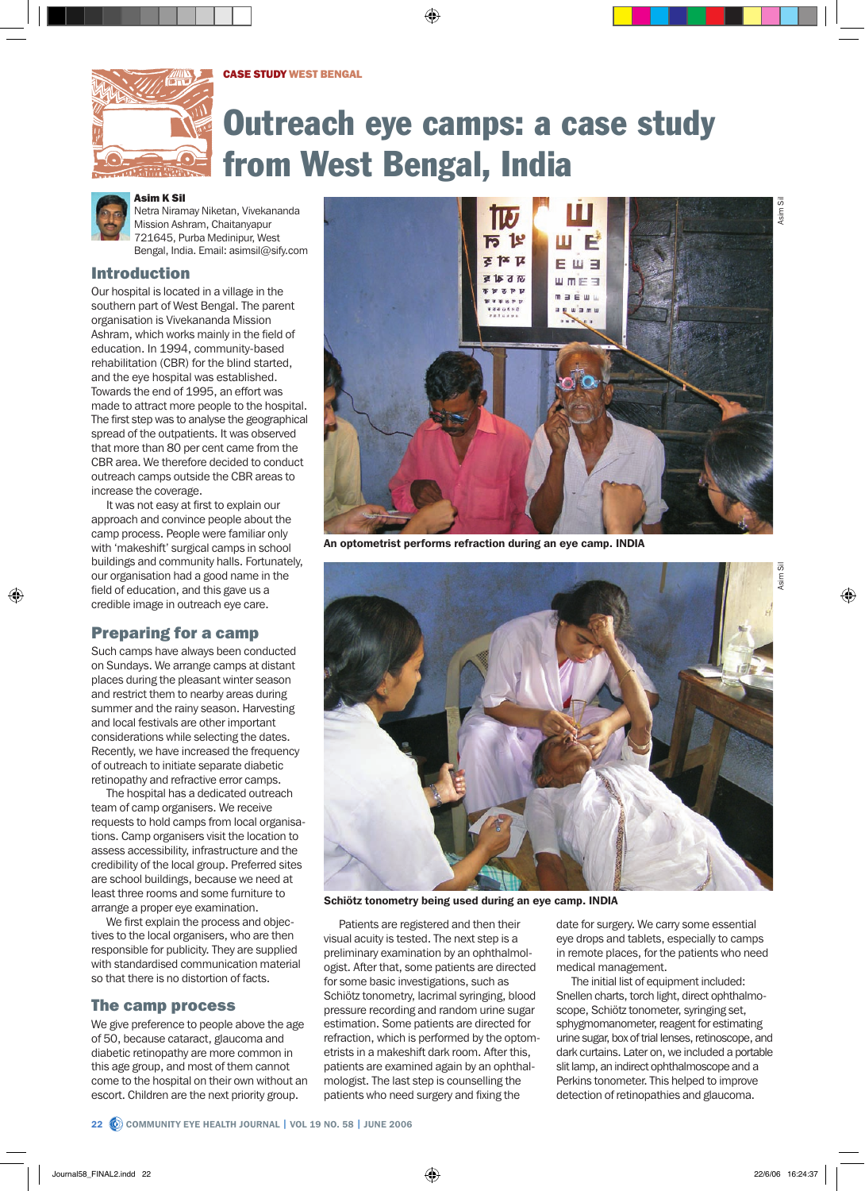CASE STUDY WEST BENGAL

# Outreach eye camps: a case study from West Bengal, India

**Asim K Sil**
Netra Niramay Niketan, Vivekananda Mission Ashram, Chaitanyapur 721645, Purba Medinipur, West Bengal, India. Email: asimsil@sify.com

## Introduction

Our hospital is located in a village in the southern part of West Bengal. The parent organisation is Vivekananda Mission Ashram, which works mainly in the field of education. In 1994, community-based rehabilitation (CBR) for the blind started, and the eye hospital was established. Towards the end of 1995, an effort was made to attract more people to the hospital. The first step was to analyse the geographical spread of the outpatients. It was observed that more than 80 per cent came from the CBR area. We therefore decided to conduct outreach camps outside the CBR areas to increase the coverage.

It was not easy at first to explain our approach and convince people about the camp process. People were familiar only with 'makeshift' surgical camps in school buildings and community halls. Fortunately, our organisation had a good name in the field of education, and this gave us a credible image in outreach eye care.

## Preparing for a camp

Such camps have always been conducted on Sundays. We arrange camps at distant places during the pleasant winter season and restrict them to nearby areas during summer and the rainy season. Harvesting and local festivals are other important considerations while selecting the dates. Recently, we have increased the frequency of outreach to initiate separate diabetic retinopathy and refractive error camps.

The hospital has a dedicated outreach team of camp organisers. We receive requests to hold camps from local organisations. Camp organisers visit the location to assess accessibility, infrastructure and the credibility of the local group. Preferred sites are school buildings, because we need at least three rooms and some furniture to arrange a proper eye examination.

We first explain the process and objectives to the local organisers, who are responsible for publicity. They are supplied with standardised communication material so that there is no distortion of facts.

## The camp process

We give preference to people above the age of 50, because cataract, glaucoma and diabetic retinopathy are more common in this age group, and most of them cannot come to the hospital on their own without an escort. Children are the next priority group.

An optometrist performs refraction during an eye camp. INDIA

Schiötz tonometry being used during an eye camp. INDIA

Patients are registered and then their visual acuity is tested. The next step is a preliminary examination by an ophthalmologist. After that, some patients are directed for some basic investigations, such as Schiötz tonometry, lacrimal syringing, blood pressure recording and random urine sugar estimation. Some patients are directed for refraction, which is performed by the optometrists in a makeshift dark room. After this, patients are examined again by an ophthalmologist. The last step is counselling the patients who need surgery and fixing the date for surgery. We carry some essential eye drops and tablets, especially to camps in remote places, for the patients who need medical management.

The initial list of equipment included: Snellen charts, torch light, direct ophthalmoscope, Schiötz tonometer, syringing set, sphygmomanometer, reagent for estimating urine sugar, box of trial lenses, retinoscope, and dark curtains. Later on, we included a portable slit lamp, an indirect ophthalmoscope and a Perkins tonometer. This helped to improve detection of retinopathies and glaucoma.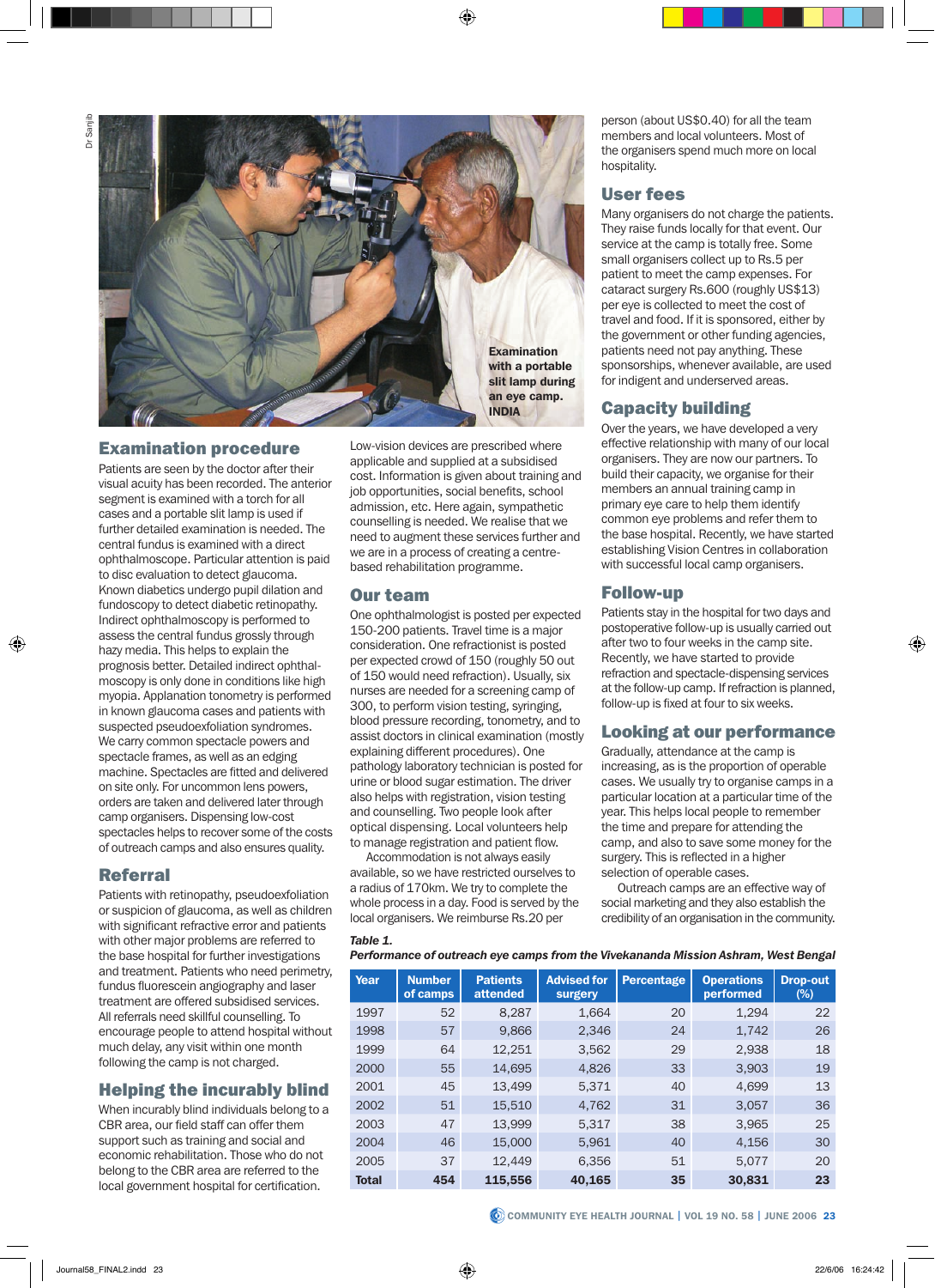Examination with a portable slit lamp during an eye camp. INDIA

## Examination procedure

Patients are seen by the doctor after their visual acuity has been recorded. The anterior segment is examined with a torch for all cases and a portable slit lamp is used if further detailed examination is needed. The central fundus is examined with a direct ophthalmoscope. Particular attention is paid to disc evaluation to detect glaucoma. Known diabetics undergo pupil dilation and fundoscopy to detect diabetic retinopathy. Indirect ophthalmoscopy is performed to assess the central fundus grossly through hazy media. This helps to explain the prognosis better. Detailed indirect ophthalmoscopy is only done in conditions like high myopia. Applanation tonometry is performed in known glaucoma cases and patients with suspected pseudoexfoliation syndromes. We carry common spectacle powers and spectacle frames, as well as an edging machine. Spectacles are fitted and delivered on site only. For uncommon lens powers, orders are taken and delivered later through camp organisers. Dispensing low-cost spectacles helps to recover some of the costs of outreach camps and also ensures quality.

## Referral

Patients with retinopathy, pseudoexfoliation or suspicion of glaucoma, as well as children with significant refractive error and patients with other major problems are referred to the base hospital for further investigations and treatment. Patients who need perimetry, fundus fluorescein angiography and laser treatment are offered subsidised services. All referrals need skillful counselling. To encourage people to attend hospital without much delay, any visit within one month following the camp is not charged.

## Helping the incurably blind

When incurably blind individuals belong to a CBR area, our field staff can offer them support such as training and social and economic rehabilitation. Those who do not belong to the CBR area are referred to the local government hospital for certification.

Low-vision devices are prescribed where applicable and supplied at a subsidised cost. Information is given about training and job opportunities, social benefits, school admission, etc. Here again, sympathetic counselling is needed. We realise that we need to augment these services further and we are in a process of creating a centre-based rehabilitation programme.

## Our team

One ophthalmologist is posted per expected 150-200 patients. Travel time is a major consideration. One refractionist is posted per expected crowd of 150 (roughly 50 out of 150 would need refraction). Usually, six nurses are needed for a screening camp of 300, to perform vision testing, syringing, blood pressure recording, tonometry, and to assist doctors in clinical examination (mostly explaining different procedures). One pathology laboratory technician is posted for urine or blood sugar estimation. The driver also helps with registration, vision testing and counselling. Two people look after optical dispensing. Local volunteers help to manage registration and patient flow.

Accommodation is not always easily available, so we have restricted ourselves to a radius of 170km. We try to complete the whole process in a day. Food is served by the local organisers. We reimburse Rs.20 per person (about US$0.40) for all the team members and local volunteers. Most of the organisers spend much more on local hospitality.

## User fees

Many organisers do not charge the patients. They raise funds locally for that event. Our service at the camp is totally free. Some small organisers collect up to Rs.5 per patient to meet the camp expenses. For cataract surgery Rs.600 (roughly US$13) per eye is collected to meet the cost of travel and food. If it is sponsored, either by the government or other funding agencies, patients need not pay anything. These sponsorships, whenever available, are used for indigent and underserved areas.

## Capacity building

Over the years, we have developed a very effective relationship with many of our local organisers. They are now our partners. To build their capacity, we organise for their members an annual training camp in primary eye care to help them identify common eye problems and refer them to the base hospital. Recently, we have started establishing Vision Centres in collaboration with successful local camp organisers.

## Follow-up

Patients stay in the hospital for two days and postoperative follow-up is usually carried out after two to four weeks in the camp site. Recently, we have started to provide refraction and spectacle-dispensing services at the follow-up camp. If refraction is planned, follow-up is fixed at four to six weeks.

## Looking at our performance

Gradually, attendance at the camp is increasing, as is the proportion of operable cases. We usually try to organise camps in a particular location at a particular time of the year. This helps local people to remember the time and prepare for attending the camp, and also to save some money for the surgery. This is reflected in a higher selection of operable cases.

Outreach camps are an effective way of social marketing and they also establish the credibility of an organisation in the community.

***Table 1.***
***Performance of outreach eye camps from the Vivekananda Mission Ashram, West Bengal***

| Year | Number of camps | Patients attended | Advised for surgery | Percentage | Operations performed | Drop-out (%) |
|---|---|---|---|---|---|---|
| 1997 | 52 | 8,287 | 1,664 | 20 | 1,294 | 22 |
| 1998 | 57 | 9,866 | 2,346 | 24 | 1,742 | 26 |
| 1999 | 64 | 12,251 | 3,562 | 29 | 2,938 | 18 |
| 2000 | 55 | 14,695 | 4,826 | 33 | 3,903 | 19 |
| 2001 | 45 | 13,499 | 5,371 | 40 | 4,699 | 13 |
| 2002 | 51 | 15,510 | 4,762 | 31 | 3,057 | 36 |
| 2003 | 47 | 13,999 | 5,317 | 38 | 3,965 | 25 |
| 2004 | 46 | 15,000 | 5,961 | 40 | 4,156 | 30 |
| 2005 | 37 | 12,449 | 6,356 | 51 | 5,077 | 20 |
| **Total** | **454** | **115,556** | **40,165** | **35** | **30,831** | **23** |